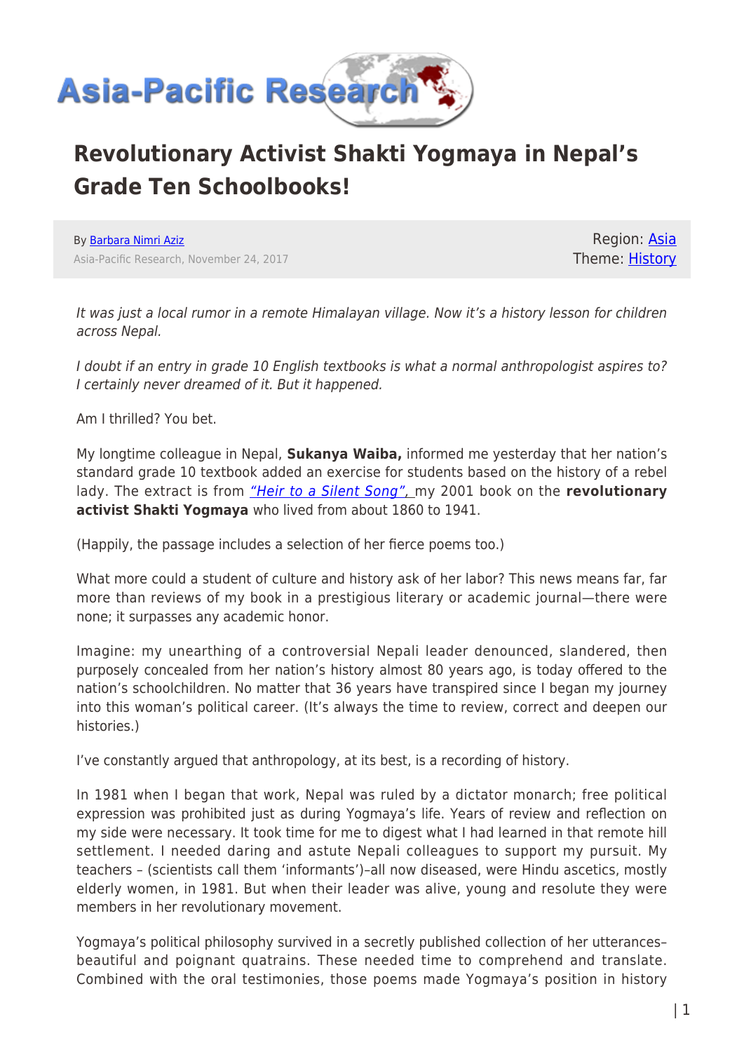# Revolutionary Activist Shakti Yogmaya in Nepal's Grade Ten Schoolbooks!

By Barbara Nimri Aziz
Asia-Pacific Research, November 24, 2017

Region: Asia
Theme: History

*It was just a local rumor in a remote Himalayan village. Now it's a history lesson for children across Nepal.*

*I doubt if an entry in grade 10 English textbooks is what a normal anthropologist aspires to? I certainly never dreamed of it. But it happened.*

Am I thrilled? You bet.

My longtime colleague in Nepal, **Sukanya Waiba,** informed me yesterday that her nation's standard grade 10 textbook added an exercise for students based on the history of a rebel lady. The extract is from *"Heir to a Silent Song",* my 2001 book on the **revolutionary activist Shakti Yogmaya** who lived from about 1860 to 1941.

(Happily, the passage includes a selection of her fierce poems too.)

What more could a student of culture and history ask of her labor? This news means far, far more than reviews of my book in a prestigious literary or academic journal—there were none; it surpasses any academic honor.

Imagine: my unearthing of a controversial Nepali leader denounced, slandered, then purposely concealed from her nation's history almost 80 years ago, is today offered to the nation's schoolchildren. No matter that 36 years have transpired since I began my journey into this woman's political career. (It's always the time to review, correct and deepen our histories.)

I've constantly argued that anthropology, at its best, is a recording of history.

In 1981 when I began that work, Nepal was ruled by a dictator monarch; free political expression was prohibited just as during Yogmaya's life. Years of review and reflection on my side were necessary. It took time for me to digest what I had learned in that remote hill settlement. I needed daring and astute Nepali colleagues to support my pursuit. My teachers – (scientists call them 'informants')–all now diseased, were Hindu ascetics, mostly elderly women, in 1981. But when their leader was alive, young and resolute they were members in her revolutionary movement.

Yogmaya's political philosophy survived in a secretly published collection of her utterances–beautiful and poignant quatrains. These needed time to comprehend and translate. Combined with the oral testimonies, those poems made Yogmaya's position in history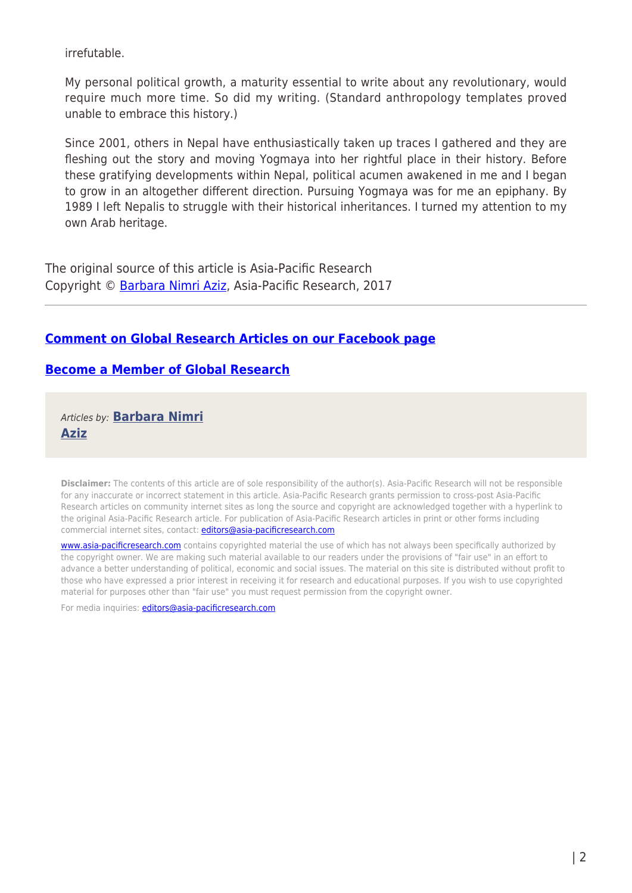irrefutable.

My personal political growth, a maturity essential to write about any revolutionary, would require much more time. So did my writing. (Standard anthropology templates proved unable to embrace this history.)

Since 2001, others in Nepal have enthusiastically taken up traces I gathered and they are fleshing out the story and moving Yogmaya into her rightful place in their history. Before these gratifying developments within Nepal, political acumen awakened in me and I began to grow in an altogether different direction. Pursuing Yogmaya was for me an epiphany. By 1989 I left Nepalis to struggle with their historical inheritances. I turned my attention to my own Arab heritage.

The original source of this article is Asia-Pacific Research
Copyright © Barbara Nimri Aziz, Asia-Pacific Research, 2017

---

**Comment on Global Research Articles on our Facebook page**

**Become a Member of Global Research**

*Articles by:* **Barbara Nimri Aziz**

**Disclaimer:** The contents of this article are of sole responsibility of the author(s). Asia-Pacific Research will not be responsible for any inaccurate or incorrect statement in this article. Asia-Pacific Research grants permission to cross-post Asia-Pacific Research articles on community internet sites as long the source and copyright are acknowledged together with a hyperlink to the original Asia-Pacific Research article. For publication of Asia-Pacific Research articles in print or other forms including commercial internet sites, contact: editors@asia-pacificresearch.com

www.asia-pacificresearch.com contains copyrighted material the use of which has not always been specifically authorized by the copyright owner. We are making such material available to our readers under the provisions of "fair use" in an effort to advance a better understanding of political, economic and social issues. The material on this site is distributed without profit to those who have expressed a prior interest in receiving it for research and educational purposes. If you wish to use copyrighted material for purposes other than "fair use" you must request permission from the copyright owner.

For media inquiries: editors@asia-pacificresearch.com